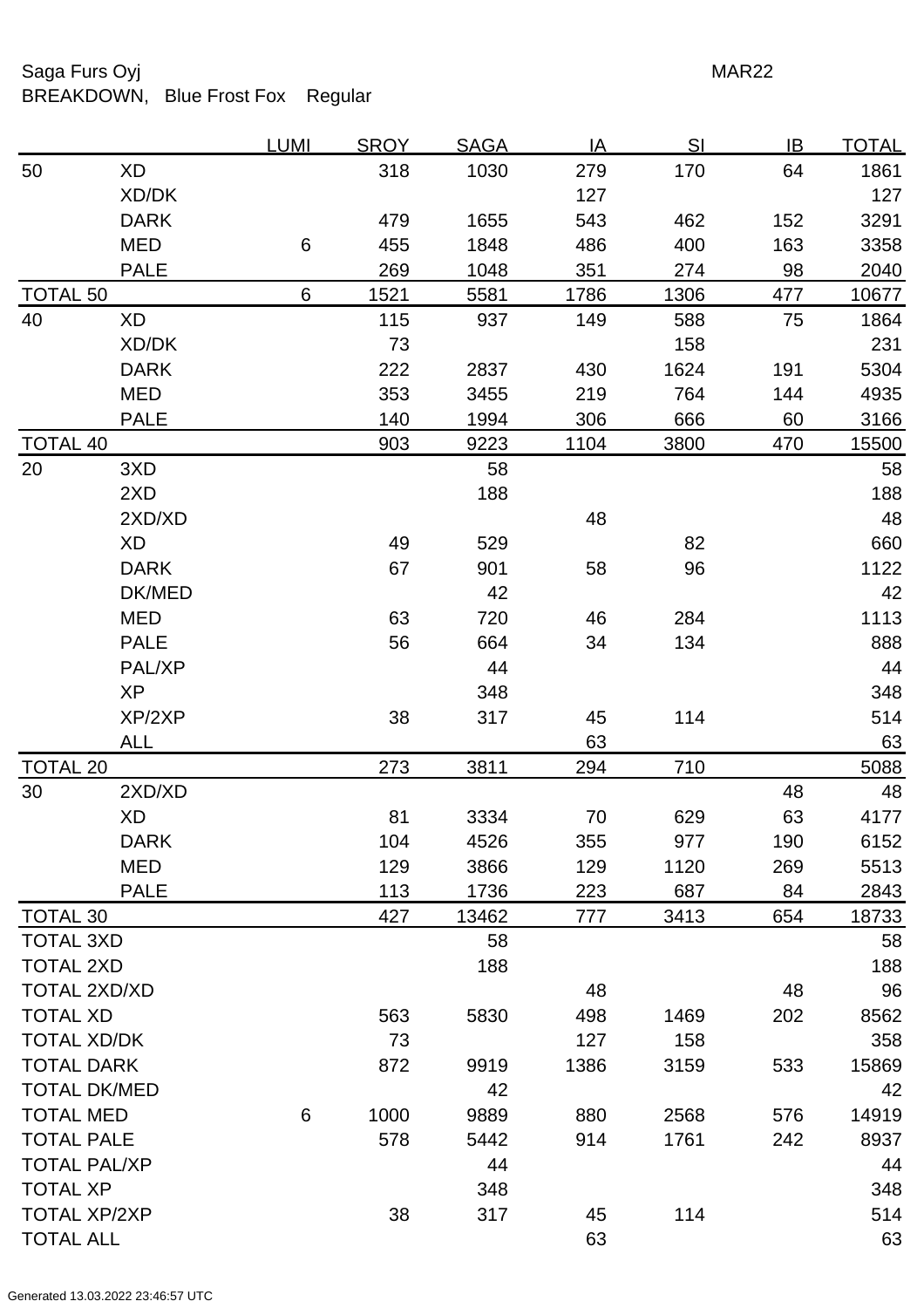Saga Furs Oyj MAR22

BREAKDOWN, Blue Frost Fox Regular

| | | LUMI | SROY | SAGA | IA | SI | IB | TOTAL |
|---|---|---|---|---|---|---|---|---|
| 50 | XD | | 318 | 1030 | 279 | 170 | 64 | 1861 |
| | XD/DK | | | | 127 | | | 127 |
| | DARK | | 479 | 1655 | 543 | 462 | 152 | 3291 |
| | MED | 6 | 455 | 1848 | 486 | 400 | 163 | 3358 |
| | PALE | | 269 | 1048 | 351 | 274 | 98 | 2040 |
| TOTAL 50 | | 6 | 1521 | 5581 | 1786 | 1306 | 477 | 10677 |
| 40 | XD | | 115 | 937 | 149 | 588 | 75 | 1864 |
| | XD/DK | | 73 | | | 158 | | 231 |
| | DARK | | 222 | 2837 | 430 | 1624 | 191 | 5304 |
| | MED | | 353 | 3455 | 219 | 764 | 144 | 4935 |
| | PALE | | 140 | 1994 | 306 | 666 | 60 | 3166 |
| TOTAL 40 | | | 903 | 9223 | 1104 | 3800 | 470 | 15500 |
| 20 | 3XD | | | 58 | | | | 58 |
| | 2XD | | | 188 | | | | 188 |
| | 2XD/XD | | | | 48 | | | 48 |
| | XD | | 49 | 529 | | 82 | | 660 |
| | DARK | | 67 | 901 | 58 | 96 | | 1122 |
| | DK/MED | | | 42 | | | | 42 |
| | MED | | 63 | 720 | 46 | 284 | | 1113 |
| | PALE | | 56 | 664 | 34 | 134 | | 888 |
| | PAL/XP | | | 44 | | | | 44 |
| | XP | | | 348 | | | | 348 |
| | XP/2XP | | 38 | 317 | 45 | 114 | | 514 |
| | ALL | | | | 63 | | | 63 |
| TOTAL 20 | | | 273 | 3811 | 294 | 710 | | 5088 |
| 30 | 2XD/XD | | | | | | 48 | 48 |
| | XD | | 81 | 3334 | 70 | 629 | 63 | 4177 |
| | DARK | | 104 | 4526 | 355 | 977 | 190 | 6152 |
| | MED | | 129 | 3866 | 129 | 1120 | 269 | 5513 |
| | PALE | | 113 | 1736 | 223 | 687 | 84 | 2843 |
| TOTAL 30 | | | 427 | 13462 | 777 | 3413 | 654 | 18733 |
| TOTAL 3XD | | | | 58 | | | | 58 |
| TOTAL 2XD | | | | 188 | | | | 188 |
| TOTAL 2XD/XD | | | | | 48 | | 48 | 96 |
| TOTAL XD | | | 563 | 5830 | 498 | 1469 | 202 | 8562 |
| TOTAL XD/DK | | | 73 | | 127 | 158 | | 358 |
| TOTAL DARK | | | 872 | 9919 | 1386 | 3159 | 533 | 15869 |
| TOTAL DK/MED | | | | 42 | | | | 42 |
| TOTAL MED | | 6 | 1000 | 9889 | 880 | 2568 | 576 | 14919 |
| TOTAL PALE | | | 578 | 5442 | 914 | 1761 | 242 | 8937 |
| TOTAL PAL/XP | | | | 44 | | | | 44 |
| TOTAL XP | | | | 348 | | | | 348 |
| TOTAL XP/2XP | | | 38 | 317 | 45 | 114 | | 514 |
| TOTAL ALL | | | | | 63 | | | 63 |

Generated 13.03.2022 23:46:57 UTC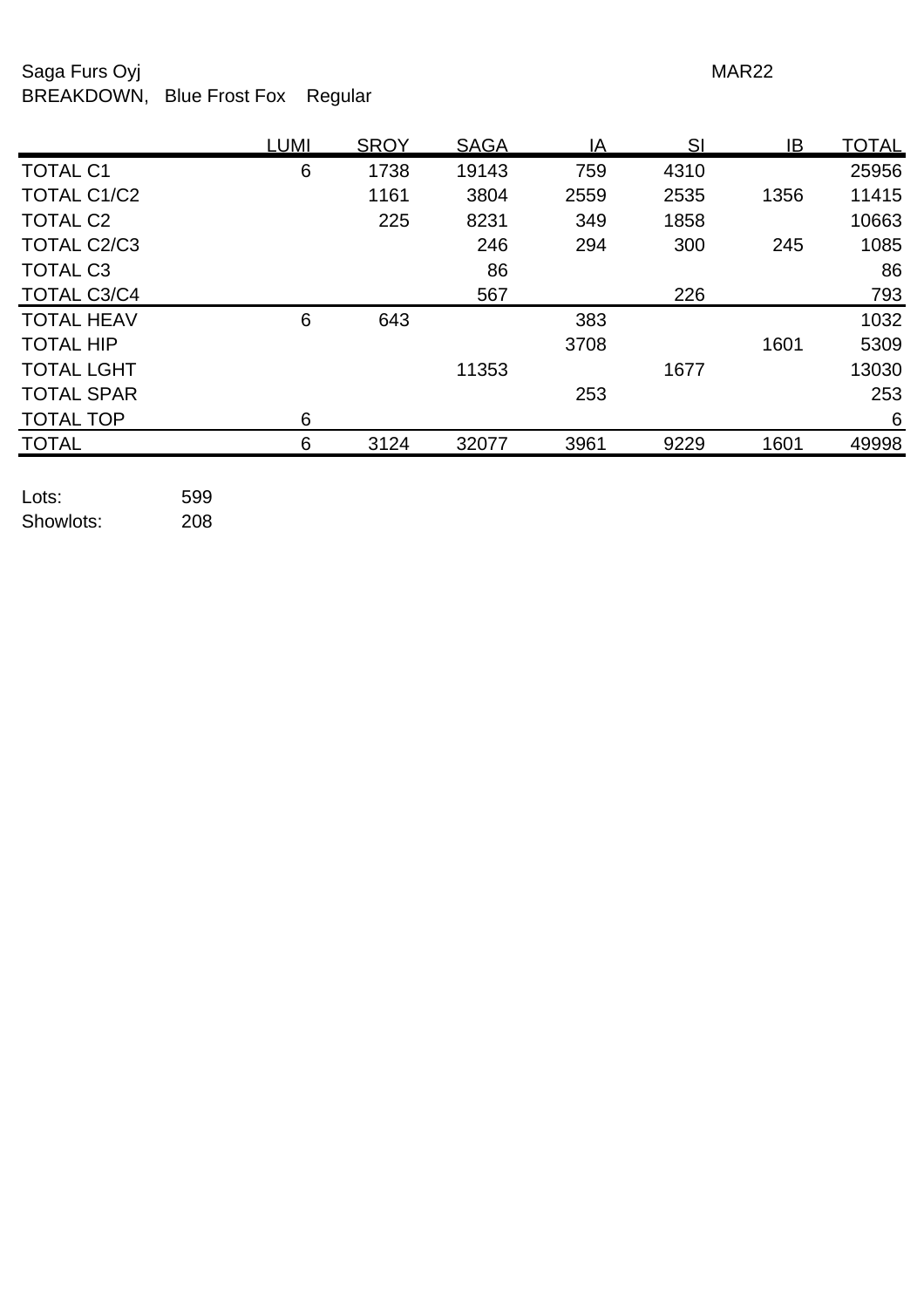Saga Furs Oyj MAR22

BREAKDOWN, Blue Frost Fox Regular

| | LUMI | SROY | SAGA | IA | SI | IB | TOTAL |
|---|---|---|---|---|---|---|---|
| TOTAL C1 | 6 | 1738 | 19143 | 759 | 4310 | | 25956 |
| TOTAL C1/C2 | | 1161 | 3804 | 2559 | 2535 | 1356 | 11415 |
| TOTAL C2 | | 225 | 8231 | 349 | 1858 | | 10663 |
| TOTAL C2/C3 | | | 246 | 294 | 300 | 245 | 1085 |
| TOTAL C3 | | | 86 | | | | 86 |
| TOTAL C3/C4 | | | 567 | | 226 | | 793 |
| TOTAL HEAV | 6 | 643 | | 383 | | | 1032 |
| TOTAL HIP | | | | 3708 | | 1601 | 5309 |
| TOTAL LGHT | | | 11353 | | 1677 | | 13030 |
| TOTAL SPAR | | | | 253 | | | 253 |
| TOTAL TOP | 6 | | | | | | 6 |
| TOTAL | 6 | 3124 | 32077 | 3961 | 9229 | 1601 | 49998 |

Lots: 599

Showlots: 208